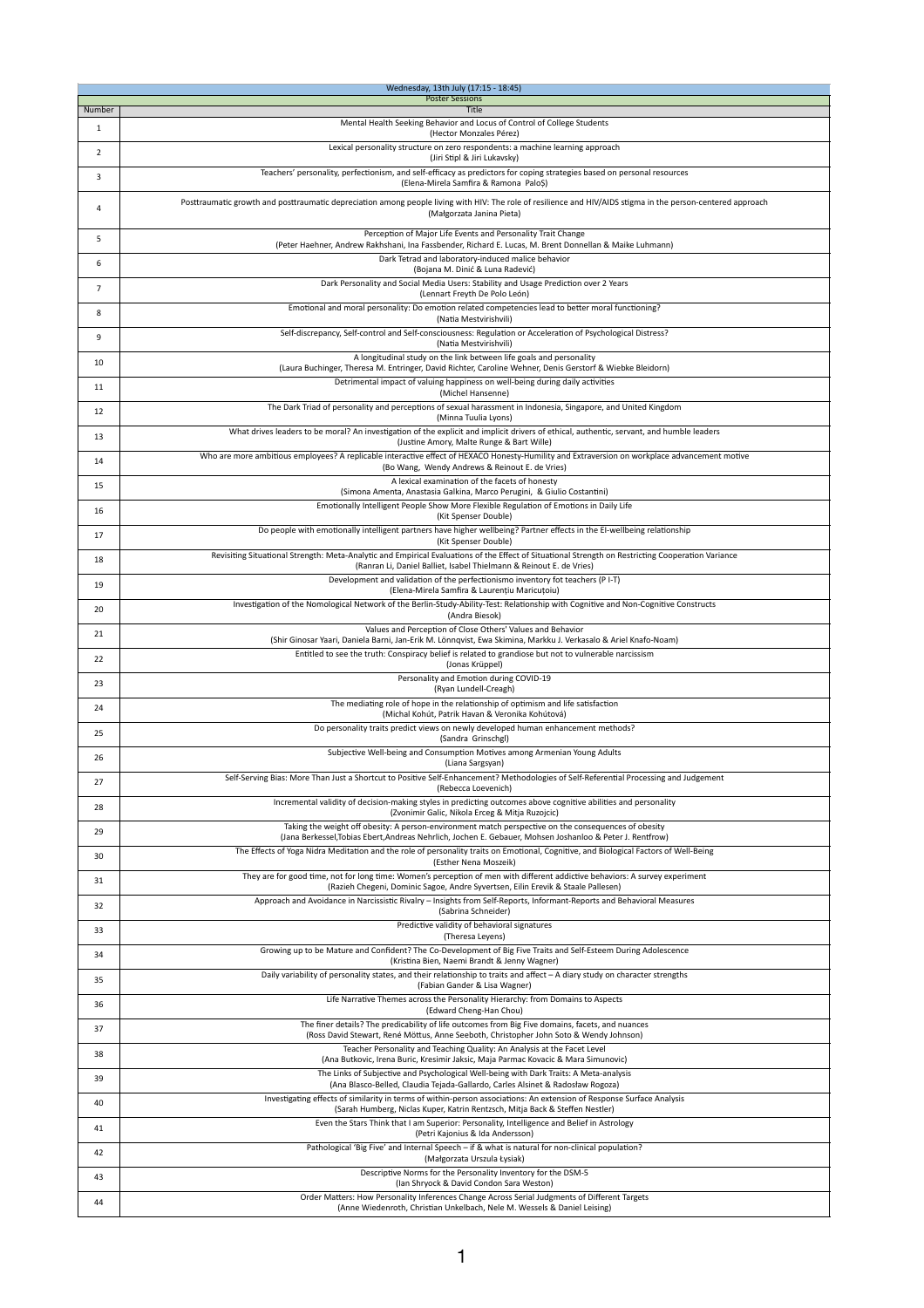| Wednesday, 13th July (17:15 - 18:45) | |
|---|---|
| Poster Sessions | |
| Number | Title |
| 1 | Mental Health Seeking Behavior and Locus of Control of College Students (Hector Monzales Pérez) |
| 2 | Lexical personality structure on zero respondents: a machine learning approach (Jiri Stipl & Jiri Lukavsky) |
| 3 | Teachers' personality, perfectionism, and self-efficacy as predictors for coping strategies based on personal resources (Elena-Mirela Samfira & Ramona Paloș) |
| 4 | Posttraumatic growth and posttraumatic depreciation among people living with HIV: The role of resilience and HIV/AIDS stigma in the person-centered approach (Małgorzata Janina Pieta) |
| 5 | Perception of Major Life Events and Personality Trait Change (Peter Haehner, Andrew Rakhshani, Ina Fassbender, Richard E. Lucas, M. Brent Donnellan & Maike Luhmann) |
| 6 | Dark Tetrad and laboratory-induced malice behavior (Bojana M. Dinić & Luna Radević) |
| 7 | Dark Personality and Social Media Users: Stability and Usage Prediction over 2 Years (Lennart Freyth De Polo León) |
| 8 | Emotional and moral personality: Do emotion related competencies lead to better moral functioning? (Natia Mestvirishvili) |
| 9 | Self-discrepancy, Self-control and Self-consciousness: Regulation or Acceleration of Psychological Distress? (Natia Mestvirishvili) |
| 10 | A longitudinal study on the link between life goals and personality (Laura Buchinger, Theresa M. Entringer, David Richter, Caroline Wehner, Denis Gerstorf & Wiebke Bleidorn) |
| 11 | Detrimental impact of valuing happiness on well-being during daily activities (Michel Hansenne) |
| 12 | The Dark Triad of personality and perceptions of sexual harassment in Indonesia, Singapore, and United Kingdom (Minna Tuulia Lyons) |
| 13 | What drives leaders to be moral? An investigation of the explicit and implicit drivers of ethical, authentic, servant, and humble leaders (Justine Amory, Malte Runge & Bart Wille) |
| 14 | Who are more ambitious employees? A replicable interactive effect of HEXACO Honesty-Humility and Extraversion on workplace advancement motive (Bo Wang, Wendy Andrews & Reinout E. de Vries) |
| 15 | A lexical examination of the facets of honesty (Simona Amenta, Anastasia Galkina, Marco Perugini, & Giulio Costantini) |
| 16 | Emotionally Intelligent People Show More Flexible Regulation of Emotions in Daily Life (Kit Spenser Double) |
| 17 | Do people with emotionally intelligent partners have higher wellbeing? Partner effects in the EI-wellbeing relationship (Kit Spenser Double) |
| 18 | Revisiting Situational Strength: Meta-Analytic and Empirical Evaluations of the Effect of Situational Strength on Restricting Cooperation Variance (Ranran Li, Daniel Balliet, Isabel Thielmann & Reinout E. de Vries) |
| 19 | Development and validation of the perfectionismo inventory fot teachers (P I-T) (Elena-Mirela Samfira & Laurențiu Maricuțoiu) |
| 20 | Investigation of the Nomological Network of the Berlin-Study-Ability-Test: Relationship with Cognitive and Non-Cognitive Constructs (Andra Biesok) |
| 21 | Values and Perception of Close Others' Values and Behavior (Shir Ginosar Yaari, Daniela Barni, Jan-Erik M. Lönnqvist, Ewa Skimina, Markku J. Verkasalo & Ariel Knafo-Noam) |
| 22 | Entitled to see the truth: Conspiracy belief is related to grandiose but not to vulnerable narcissism (Jonas Krüppel) |
| 23 | Personality and Emotion during COVID-19 (Ryan Lundell-Creagh) |
| 24 | The mediating role of hope in the relationship of optimism and life satisfaction (Michal Kohút, Patrik Havan & Veronika Kohútová) |
| 25 | Do personality traits predict views on newly developed human enhancement methods? (Sandra Grinschgl) |
| 26 | Subjective Well-being and Consumption Motives among Armenian Young Adults (Liana Sargsyan) |
| 27 | Self-Serving Bias: More Than Just a Shortcut to Positive Self-Enhancement? Methodologies of Self-Referential Processing and Judgement (Rebecca Loevenich) |
| 28 | Incremental validity of decision-making styles in predicting outcomes above cognitive abilities and personality (Zvonimir Galic, Nikola Erceg & Mitja Ruzojcic) |
| 29 | Taking the weight off obesity: A person-environment match perspective on the consequences of obesity (Jana Berkessel,Tobias Ebert,Andreas Nehrlich, Jochen E. Gebauer, Mohsen Joshanloo & Peter J. Rentfrow) |
| 30 | The Effects of Yoga Nidra Meditation and the role of personality traits on Emotional, Cognitive, and Biological Factors of Well-Being (Esther Nena Moszeik) |
| 31 | They are for good time, not for long time: Women's perception of men with different addictive behaviors: A survey experiment (Razieh Chegeni, Dominic Sagoe, Andre Syvertsen, Eilin Erevik & Staale Pallesen) |
| 32 | Approach and Avoidance in Narcissistic Rivalry – Insights from Self-Reports, Informant-Reports and Behavioral Measures (Sabrina Schneider) |
| 33 | Predictive validity of behavioral signatures (Theresa Leyens) |
| 34 | Growing up to be Mature and Confident? The Co-Development of Big Five Traits and Self-Esteem During Adolescence (Kristina Bien, Naemi Brandt & Jenny Wagner) |
| 35 | Daily variability of personality states, and their relationship to traits and affect – A diary study on character strengths (Fabian Gander & Lisa Wagner) |
| 36 | Life Narrative Themes across the Personality Hierarchy: from Domains to Aspects (Edward Cheng-Han Chou) |
| 37 | The finer details? The predicability of life outcomes from Big Five domains, facets, and nuances (Ross David Stewart, René Mõttus, Anne Seeboth, Christopher John Soto & Wendy Johnson) |
| 38 | Teacher Personality and Teaching Quality: An Analysis at the Facet Level (Ana Butkovic, Irena Buric, Kresimir Jaksic, Maja Parmac Kovacic & Mara Simunovic) |
| 39 | The Links of Subjective and Psychological Well-being with Dark Traits: A Meta-analysis (Ana Blasco-Belled, Claudia Tejada-Gallardo, Carles Alsinet & Radosław Rogoza) |
| 40 | Investigating effects of similarity in terms of within-person associations: An extension of Response Surface Analysis (Sarah Humberg, Niclas Kuper, Katrin Rentzsch, Mitja Back & Steffen Nestler) |
| 41 | Even the Stars Think that I am Superior: Personality, Intelligence and Belief in Astrology (Petri Kajonius & Ida Andersson) |
| 42 | Pathological 'Big Five' and Internal Speech – if & what is natural for non-clinical population? (Małgorzata Urszula Łysiak) |
| 43 | Descriptive Norms for the Personality Inventory for the DSM-5 (Ian Shryock & David Condon Sara Weston) |
| 44 | Order Matters: How Personality Inferences Change Across Serial Judgments of Different Targets (Anne Wiedenroth, Christian Unkelbach, Nele M. Wessels & Daniel Leising) |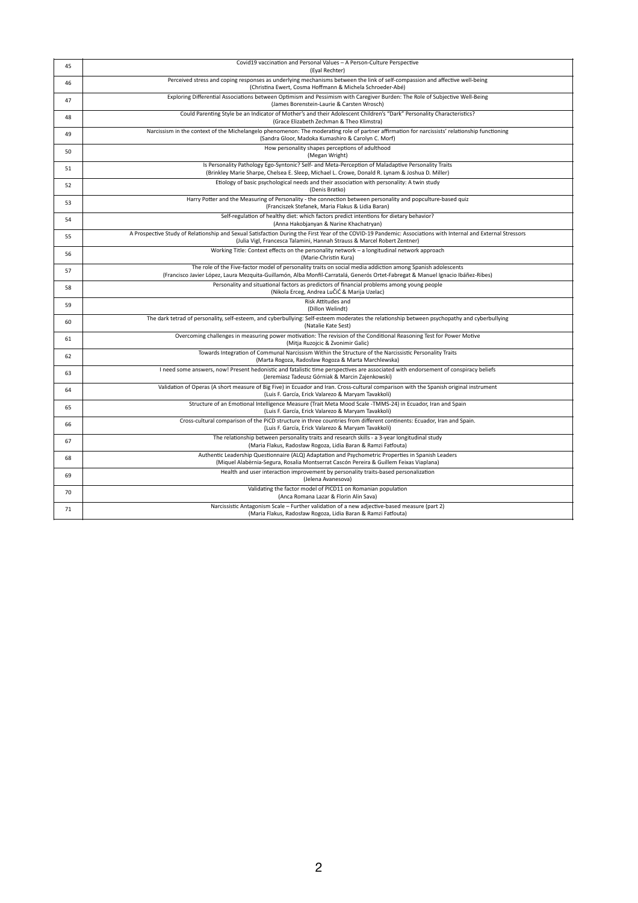| | |
|---|---|
| 45 | Covid19 vaccination and Personal Values – A Person-Culture Perspective<br>(Eyal Rechter) |
| 46 | Perceived stress and coping responses as underlying mechanisms between the link of self-compassion and affective well-being<br>(Christina Ewert, Cosma Hoffmann & Michela Schroeder-Abé) |
| 47 | Exploring Differential Associations between Optimism and Pessimism with Caregiver Burden: The Role of Subjective Well-Being<br>(James Borenstein-Laurie & Carsten Wrosch) |
| 48 | Could Parenting Style be an Indicator of Mother's and their Adolescent Children's "Dark" Personality Characteristics?<br>(Grace Elizabeth Zechman & Theo Klimstra) |
| 49 | Narcissism in the context of the Michelangelo phenomenon: The moderating role of partner affirmation for narcissists' relationship functioning<br>(Sandra Gloor, Madoka Kumashiro & Carolyn C. Morf) |
| 50 | How personality shapes perceptions of adulthood<br>(Megan Wright) |
| 51 | Is Personality Pathology Ego-Syntonic? Self- and Meta-Perception of Maladaptive Personality Traits<br>(Brinkley Marie Sharpe, Chelsea E. Sleep, Michael L. Crowe, Donald R. Lynam & Joshua D. Miller) |
| 52 | Etiology of basic psychological needs and their association with personality: A twin study<br>(Denis Bratko) |
| 53 | Harry Potter and the Measuring of Personality - the connection between personality and popculture-based quiz<br>(Franciszek Stefanek, Maria Flakus & Lidia Baran) |
| 54 | Self-regulation of healthy diet: which factors predict intentions for dietary behavior?<br>(Anna Hakobjanyan & Narine Khachatryan) |
| 55 | A Prospective Study of Relationship and Sexual Satisfaction During the First Year of the COVID-19 Pandemic: Associations with Internal and External Stressors<br>(Julia Vigl, Francesca Talamini, Hannah Strauss & Marcel Robert Zentner) |
| 56 | Working Title: Context effects on the personality network – a longitudinal network approach<br>(Marie-Christin Kura) |
| 57 | The role of the Five-factor model of personality traits on social media addiction among Spanish adolescents<br>(Francisco Javier López, Laura Mezquita-Guillamón, Alba Monfil-Carratalá, Generós Ortet-Fabregat & Manuel Ignacio Ibáñez-Ribes) |
| 58 | Personality and situational factors as predictors of financial problems among young people<br>(Nikola Erceg, Andrea LuČiĆ & Marija Uzelac) |
| 59 | Risk Attitudes and<br>(Dillon Welindt) |
| 60 | The dark tetrad of personality, self-esteem, and cyberbullying: Self-esteem moderates the relationship between psychopathy and cyberbullying<br>(Natalie Kate Sest) |
| 61 | Overcoming challenges in measuring power motivation: The revision of the Conditional Reasoning Test for Power Motive<br>(Mitja Ruzojcic & Zvonimir Galic) |
| 62 | Towards Integration of Communal Narcissism Within the Structure of the Narcissistic Personality Traits<br>(Marta Rogoza, Radosław Rogoza & Marta Marchlewska) |
| 63 | I need some answers, now! Present hedonistic and fatalistic time perspectives are associated with endorsement of conspiracy beliefs<br>(Jeremiasz Tadeusz Górniak & Marcin Zajenkowski) |
| 64 | Validation of Operas (A short measure of Big Five) in Ecuador and Iran. Cross-cultural comparison with the Spanish original instrument<br>(Luis F. García, Erick Valarezo & Maryam Tavakkoli) |
| 65 | Structure of an Emotional Intelligence Measure (Trait Meta Mood Scale -TMMS-24) in Ecuador, Iran and Spain<br>(Luis F. García, Erick Valarezo & Maryam Tavakkoli) |
| 66 | Cross-cultural comparison of the PiCD structure in three countries from different continents: Ecuador, Iran and Spain.<br>(Luis F. García, Erick Valarezo & Maryam Tavakkoli) |
| 67 | The relationship between personality traits and research skills - a 3-year longitudinal study<br>(Maria Flakus, Radosław Rogoza, Lidia Baran & Ramzi Fatfouta) |
| 68 | Authentic Leadership Questionnaire (ALQ) Adaptation and Psychometric Properties in Spanish Leaders<br>(Miquel Alabèrnia-Segura, Rosalia Montserrat Cascón Pereira & Guillem Feixas Viaplana) |
| 69 | Health and user interaction improvement by personality traits-based personalization<br>(Jelena Avanesova) |
| 70 | Validating the factor model of PICD11 on Romanian population<br>(Anca Romana Lazar & Florin Alin Sava) |
| 71 | Narcissistic Antagonism Scale – Further validation of a new adjective-based measure (part 2)<br>(Maria Flakus, Radosław Rogoza, Lidia Baran & Ramzi Fatfouta) |